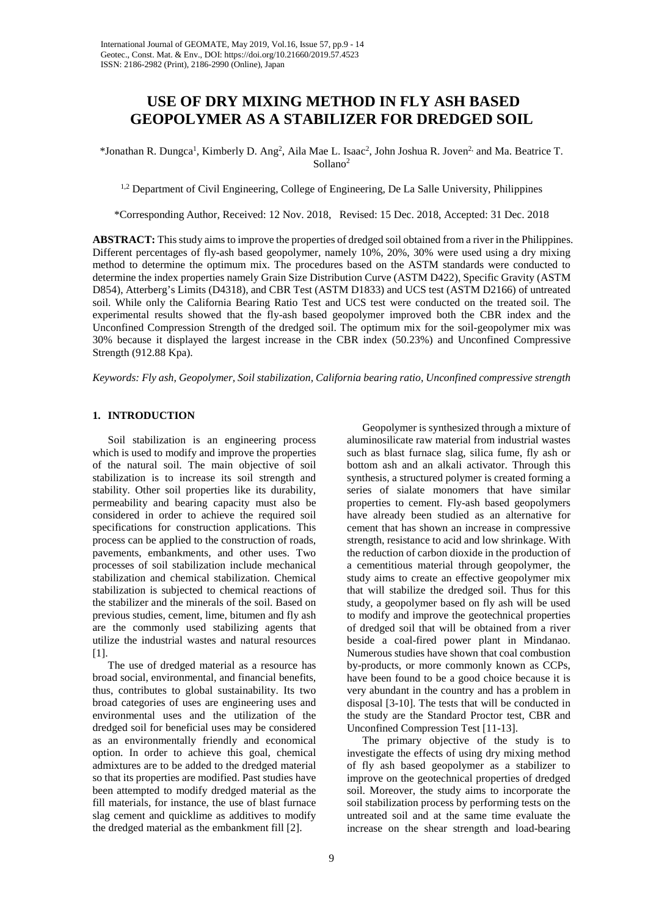# USE OF DRY MIXING METHOD IN FLY ASH BASED GEOPOLYMER AS A STABILIZER FOR DREDGED SOIL

*Jonathan R. Dungca[1], Kimberly D. Ang[2], Aila Mae L. Isaac[2], John Joshua R. Joven[2], and Ma. Beatrice T. Sollano[2]

[1,2] Department of Civil Engineering, College of Engineering, De La Salle University, Philippines

*Corresponding Author, Received: 12 Nov. 2018, Revised: 15 Dec. 2018, Accepted: 31 Dec. 2018

**ABSTRACT:** This study aims to improve the properties of dredged soil obtained from a river in the Philippines. Different percentages of fly-ash based geopolymer, namely 10%, 20%, 30% were used using a dry mixing method to determine the optimum mix. The procedures based on the ASTM standards were conducted to determine the index properties namely Grain Size Distribution Curve (ASTM D422), Specific Gravity (ASTM D854), Atterberg's Limits (D4318), and CBR Test (ASTM D1833) and UCS test (ASTM D2166) of untreated soil. While only the California Bearing Ratio Test and UCS test were conducted on the treated soil. The experimental results showed that the fly-ash based geopolymer improved both the CBR index and the Unconfined Compression Strength of the dredged soil. The optimum mix for the soil-geopolymer mix was 30% because it displayed the largest increase in the CBR index (50.23%) and Unconfined Compressive Strength (912.88 Kpa).

*Keywords: Fly ash, Geopolymer, Soil stabilization, California bearing ratio, Unconfined compressive strength*

## 1. INTRODUCTION

Soil stabilization is an engineering process which is used to modify and improve the properties of the natural soil. The main objective of soil stabilization is to increase its soil strength and stability. Other soil properties like its durability, permeability and bearing capacity must also be considered in order to achieve the required soil specifications for construction applications. This process can be applied to the construction of roads, pavements, embankments, and other uses. Two processes of soil stabilization include mechanical stabilization and chemical stabilization. Chemical stabilization is subjected to chemical reactions of the stabilizer and the minerals of the soil. Based on previous studies, cement, lime, bitumen and fly ash are the commonly used stabilizing agents that utilize the industrial wastes and natural resources [1].

The use of dredged material as a resource has broad social, environmental, and financial benefits, thus, contributes to global sustainability. Its two broad categories of uses are engineering uses and environmental uses and the utilization of the dredged soil for beneficial uses may be considered as an environmentally friendly and economical option. In order to achieve this goal, chemical admixtures are to be added to the dredged material so that its properties are modified. Past studies have been attempted to modify dredged material as the fill materials, for instance, the use of blast furnace slag cement and quicklime as additives to modify the dredged material as the embankment fill [2].

Geopolymer is synthesized through a mixture of aluminosilicate raw material from industrial wastes such as blast furnace slag, silica fume, fly ash or bottom ash and an alkali activator. Through this synthesis, a structured polymer is created forming a series of sialate monomers that have similar properties to cement. Fly-ash based geopolymers have already been studied as an alternative for cement that has shown an increase in compressive strength, resistance to acid and low shrinkage. With the reduction of carbon dioxide in the production of a cementitious material through geopolymer, the study aims to create an effective geopolymer mix that will stabilize the dredged soil. Thus for this study, a geopolymer based on fly ash will be used to modify and improve the geotechnical properties of dredged soil that will be obtained from a river beside a coal-fired power plant in Mindanao. Numerous studies have shown that coal combustion by-products, or more commonly known as CCPs, have been found to be a good choice because it is very abundant in the country and has a problem in disposal [3-10]. The tests that will be conducted in the study are the Standard Proctor test, CBR and Unconfined Compression Test [11-13].

The primary objective of the study is to investigate the effects of using dry mixing method of fly ash based geopolymer as a stabilizer to improve on the geotechnical properties of dredged soil. Moreover, the study aims to incorporate the soil stabilization process by performing tests on the untreated soil and at the same time evaluate the increase on the shear strength and load-bearing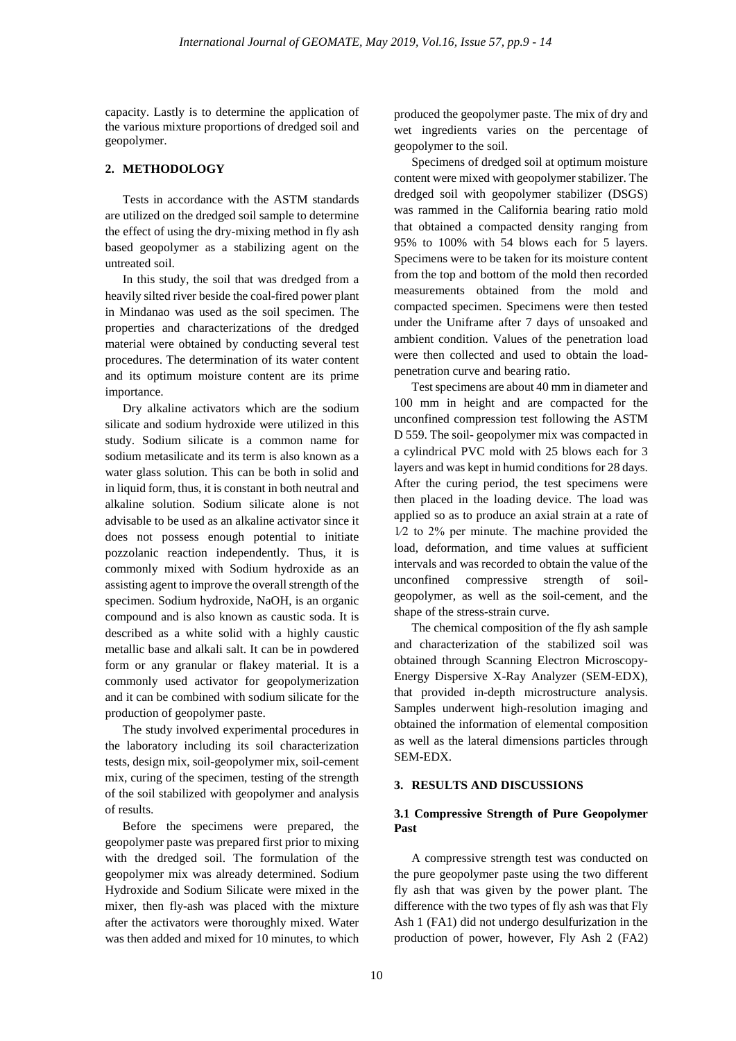capacity. Lastly is to determine the application of the various mixture proportions of dredged soil and geopolymer.

## 2. METHODOLOGY

Tests in accordance with the ASTM standards are utilized on the dredged soil sample to determine the effect of using the dry-mixing method in fly ash based geopolymer as a stabilizing agent on the untreated soil.

In this study, the soil that was dredged from a heavily silted river beside the coal-fired power plant in Mindanao was used as the soil specimen. The properties and characterizations of the dredged material were obtained by conducting several test procedures. The determination of its water content and its optimum moisture content are its prime importance.

Dry alkaline activators which are the sodium silicate and sodium hydroxide were utilized in this study. Sodium silicate is a common name for sodium metasilicate and its term is also known as a water glass solution. This can be both in solid and in liquid form, thus, it is constant in both neutral and alkaline solution. Sodium silicate alone is not advisable to be used as an alkaline activator since it does not possess enough potential to initiate pozzolanic reaction independently. Thus, it is commonly mixed with Sodium hydroxide as an assisting agent to improve the overall strength of the specimen. Sodium hydroxide, NaOH, is an organic compound and is also known as caustic soda. It is described as a white solid with a highly caustic metallic base and alkali salt. It can be in powdered form or any granular or flakey material. It is a commonly used activator for geopolymerization and it can be combined with sodium silicate for the production of geopolymer paste.

The study involved experimental procedures in the laboratory including its soil characterization tests, design mix, soil-geopolymer mix, soil-cement mix, curing of the specimen, testing of the strength of the soil stabilized with geopolymer and analysis of results.

Before the specimens were prepared, the geopolymer paste was prepared first prior to mixing with the dredged soil. The formulation of the geopolymer mix was already determined. Sodium Hydroxide and Sodium Silicate were mixed in the mixer, then fly-ash was placed with the mixture after the activators were thoroughly mixed. Water was then added and mixed for 10 minutes, to which produced the geopolymer paste. The mix of dry and wet ingredients varies on the percentage of geopolymer to the soil.

Specimens of dredged soil at optimum moisture content were mixed with geopolymer stabilizer. The dredged soil with geopolymer stabilizer (DSGS) was rammed in the California bearing ratio mold that obtained a compacted density ranging from 95% to 100% with 54 blows each for 5 layers. Specimens were to be taken for its moisture content from the top and bottom of the mold then recorded measurements obtained from the mold and compacted specimen. Specimens were then tested under the Uniframe after 7 days of unsoaked and ambient condition. Values of the penetration load were then collected and used to obtain the load-penetration curve and bearing ratio.

Test specimens are about 40 mm in diameter and 100 mm in height and are compacted for the unconfined compression test following the ASTM D 559. The soil- geopolymer mix was compacted in a cylindrical PVC mold with 25 blows each for 3 layers and was kept in humid conditions for 28 days. After the curing period, the test specimens were then placed in the loading device. The load was applied so as to produce an axial strain at a rate of 1⁄2 to 2% per minute. The machine provided the load, deformation, and time values at sufficient intervals and was recorded to obtain the value of the unconfined compressive strength of soil-geopolymer, as well as the soil-cement, and the shape of the stress-strain curve.

The chemical composition of the fly ash sample and characterization of the stabilized soil was obtained through Scanning Electron Microscopy-Energy Dispersive X-Ray Analyzer (SEM-EDX), that provided in-depth microstructure analysis. Samples underwent high-resolution imaging and obtained the information of elemental composition as well as the lateral dimensions particles through SEM-EDX.

## 3. RESULTS AND DISCUSSIONS

### 3.1 Compressive Strength of Pure Geopolymer Past

A compressive strength test was conducted on the pure geopolymer paste using the two different fly ash that was given by the power plant. The difference with the two types of fly ash was that Fly Ash 1 (FA1) did not undergo desulfurization in the production of power, however, Fly Ash 2 (FA2)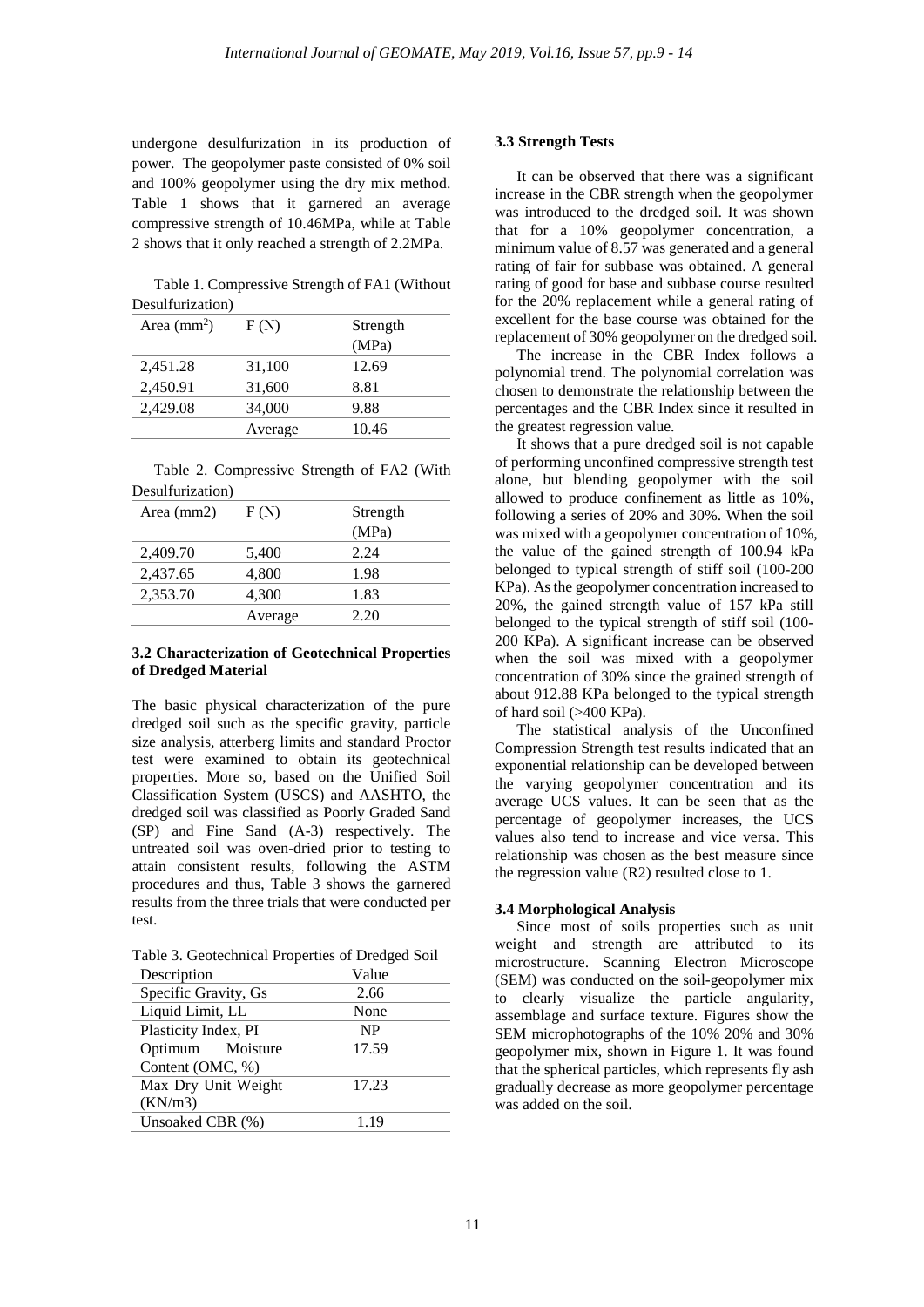undergone desulfurization in its production of power. The geopolymer paste consisted of 0% soil and 100% geopolymer using the dry mix method. Table 1 shows that it garnered an average compressive strength of 10.46MPa, while at Table 2 shows that it only reached a strength of 2.2MPa.

Table 1. Compressive Strength of FA1 (Without Desulfurization)

| Area ($mm^2$) | F (N) | Strength (MPa) |
|---|---|---|
| 2,451.28 | 31,100 | 12.69 |
| 2,450.91 | 31,600 | 8.81 |
| 2,429.08 | 34,000 | 9.88 |
| | Average | 10.46 |

Table 2. Compressive Strength of FA2 (With Desulfurization)

| Area (mm2) | F (N) | Strength (MPa) |
|---|---|---|
| 2,409.70 | 5,400 | 2.24 |
| 2,437.65 | 4,800 | 1.98 |
| 2,353.70 | 4,300 | 1.83 |
| | Average | 2.20 |

### 3.2 Characterization of Geotechnical Properties of Dredged Material

The basic physical characterization of the pure dredged soil such as the specific gravity, particle size analysis, atterberg limits and standard Proctor test were examined to obtain its geotechnical properties. More so, based on the Unified Soil Classification System (USCS) and AASHTO, the dredged soil was classified as Poorly Graded Sand (SP) and Fine Sand (A-3) respectively. The untreated soil was oven-dried prior to testing to attain consistent results, following the ASTM procedures and thus, Table 3 shows the garnered results from the three trials that were conducted per test.

Table 3. Geotechnical Properties of Dredged Soil

| Description | Value |
|---|---|
| Specific Gravity, Gs | 2.66 |
| Liquid Limit, LL | None |
| Plasticity Index, PI | NP |
| Optimum Moisture Content (OMC, %) | 17.59 |
| Max Dry Unit Weight (KN/m3) | 17.23 |
| Unsoaked CBR (%) | 1.19 |

### 3.3 Strength Tests

It can be observed that there was a significant increase in the CBR strength when the geopolymer was introduced to the dredged soil. It was shown that for a 10% geopolymer concentration, a minimum value of 8.57 was generated and a general rating of fair for subbase was obtained. A general rating of good for base and subbase course resulted for the 20% replacement while a general rating of excellent for the base course was obtained for the replacement of 30% geopolymer on the dredged soil.

The increase in the CBR Index follows a polynomial trend. The polynomial correlation was chosen to demonstrate the relationship between the percentages and the CBR Index since it resulted in the greatest regression value.

It shows that a pure dredged soil is not capable of performing unconfined compressive strength test alone, but blending geopolymer with the soil allowed to produce confinement as little as 10%, following a series of 20% and 30%. When the soil was mixed with a geopolymer concentration of 10%, the value of the gained strength of 100.94 kPa belonged to typical strength of stiff soil (100-200 KPa). As the geopolymer concentration increased to 20%, the gained strength value of 157 kPa still belonged to the typical strength of stiff soil (100-200 KPa). A significant increase can be observed when the soil was mixed with a geopolymer concentration of 30% since the grained strength of about 912.88 KPa belonged to the typical strength of hard soil (>400 KPa).

The statistical analysis of the Unconfined Compression Strength test results indicated that an exponential relationship can be developed between the varying geopolymer concentration and its average UCS values. It can be seen that as the percentage of geopolymer increases, the UCS values also tend to increase and vice versa. This relationship was chosen as the best measure since the regression value (R2) resulted close to 1.

### 3.4 Morphological Analysis

Since most of soils properties such as unit weight and strength are attributed to its microstructure. Scanning Electron Microscope (SEM) was conducted on the soil-geopolymer mix to clearly visualize the particle angularity, assemblage and surface texture. Figures show the SEM microphotographs of the 10% 20% and 30% geopolymer mix, shown in Figure 1. It was found that the spherical particles, which represents fly ash gradually decrease as more geopolymer percentage was added on the soil.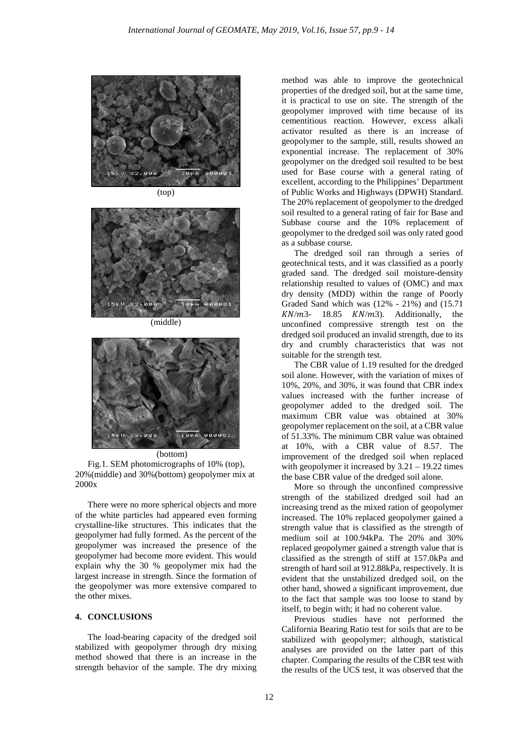(top)

(middle)

(bottom)

Fig.1. SEM photomicrographs of 10% (top), 20%(middle) and 30%(bottom) geopolymer mix at 2000x

There were no more spherical objects and more of the white particles had appeared even forming crystalline-like structures. This indicates that the geopolymer had fully formed. As the percent of the geopolymer was increased the presence of the geopolymer had become more evident. This would explain why the 30 % geopolymer mix had the largest increase in strength. Since the formation of the geopolymer was more extensive compared to the other mixes.

## 4. CONCLUSIONS

The load-bearing capacity of the dredged soil stabilized with geopolymer through dry mixing method showed that there is an increase in the strength behavior of the sample. The dry mixing method was able to improve the geotechnical properties of the dredged soil, but at the same time, it is practical to use on site. The strength of the geopolymer improved with time because of its cementitious reaction. However, excess alkali activator resulted as there is an increase of geopolymer to the sample, still, results showed an exponential increase. The replacement of 30% geopolymer on the dredged soil resulted to be best used for Base course with a general rating of excellent, according to the Philippines' Department of Public Works and Highways (DPWH) Standard. The 20% replacement of geopolymer to the dredged soil resulted to a general rating of fair for Base and Subbase course and the 10% replacement of geopolymer to the dredged soil was only rated good as a subbase course.

The dredged soil ran through a series of geotechnical tests, and it was classified as a poorly graded sand. The dredged soil moisture-density relationship resulted to values of (OMC) and max dry density (MDD) within the range of Poorly Graded Sand which was (12% - 21%) and (15.71 $KN/m3$- 18.85 $KN/m3$). Additionally, the unconfined compressive strength test on the dredged soil produced an invalid strength, due to its dry and crumbly characteristics that was not suitable for the strength test.

The CBR value of 1.19 resulted for the dredged soil alone. However, with the variation of mixes of 10%, 20%, and 30%, it was found that CBR index values increased with the further increase of geopolymer added to the dredged soil. The maximum CBR value was obtained at 30% geopolymer replacement on the soil, at a CBR value of 51.33%. The minimum CBR value was obtained at 10%, with a CBR value of 8.57. The improvement of the dredged soil when replaced with geopolymer it increased by 3.21 – 19.22 times the base CBR value of the dredged soil alone.

More so through the unconfined compressive strength of the stabilized dredged soil had an increasing trend as the mixed ration of geopolymer increased. The 10% replaced geopolymer gained a strength value that is classified as the strength of medium soil at 100.94kPa. The 20% and 30% replaced geopolymer gained a strength value that is classified as the strength of stiff at 157.0kPa and strength of hard soil at 912.88kPa, respectively. It is evident that the unstabilized dredged soil, on the other hand, showed a significant improvement, due to the fact that sample was too loose to stand by itself, to begin with; it had no coherent value.

Previous studies have not performed the California Bearing Ratio test for soils that are to be stabilized with geopolymer; although, statistical analyses are provided on the latter part of this chapter. Comparing the results of the CBR test with the results of the UCS test, it was observed that the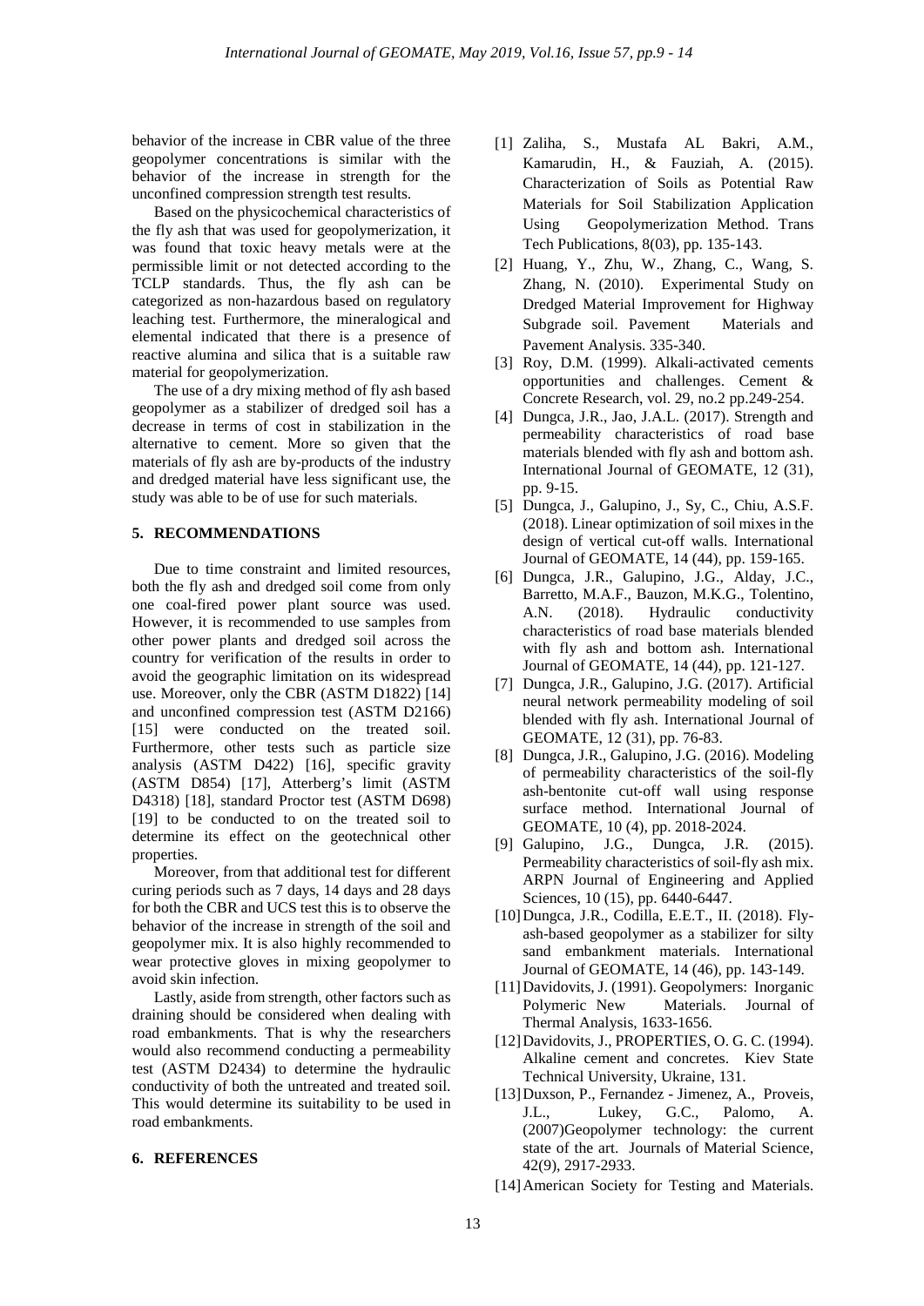behavior of the increase in CBR value of the three geopolymer concentrations is similar with the behavior of the increase in strength for the unconfined compression strength test results.

Based on the physicochemical characteristics of the fly ash that was used for geopolymerization, it was found that toxic heavy metals were at the permissible limit or not detected according to the TCLP standards. Thus, the fly ash can be categorized as non-hazardous based on regulatory leaching test. Furthermore, the mineralogical and elemental indicated that there is a presence of reactive alumina and silica that is a suitable raw material for geopolymerization.

The use of a dry mixing method of fly ash based geopolymer as a stabilizer of dredged soil has a decrease in terms of cost in stabilization in the alternative to cement. More so given that the materials of fly ash are by-products of the industry and dredged material have less significant use, the study was able to be of use for such materials.

## 5. RECOMMENDATIONS

Due to time constraint and limited resources, both the fly ash and dredged soil come from only one coal-fired power plant source was used. However, it is recommended to use samples from other power plants and dredged soil across the country for verification of the results in order to avoid the geographic limitation on its widespread use. Moreover, only the CBR (ASTM D1822) [14] and unconfined compression test (ASTM D2166) [15] were conducted on the treated soil. Furthermore, other tests such as particle size analysis (ASTM D422) [16], specific gravity (ASTM D854) [17], Atterberg's limit (ASTM D4318) [18], standard Proctor test (ASTM D698) [19] to be conducted to on the treated soil to determine its effect on the geotechnical other properties.

Moreover, from that additional test for different curing periods such as 7 days, 14 days and 28 days for both the CBR and UCS test this is to observe the behavior of the increase in strength of the soil and geopolymer mix. It is also highly recommended to wear protective gloves in mixing geopolymer to avoid skin infection.

Lastly, aside from strength, other factors such as draining should be considered when dealing with road embankments. That is why the researchers would also recommend conducting a permeability test (ASTM D2434) to determine the hydraulic conductivity of both the untreated and treated soil. This would determine its suitability to be used in road embankments.

## 6. REFERENCES

[1] Zaliha, S., Mustafa AL Bakri, A.M., Kamarudin, H., & Fauziah, A. (2015). Characterization of Soils as Potential Raw Materials for Soil Stabilization Application Using Geopolymerization Method. Trans Tech Publications, 8(03), pp. 135-143.

[2] Huang, Y., Zhu, W., Zhang, C., Wang, S. Zhang, N. (2010). Experimental Study on Dredged Material Improvement for Highway Subgrade soil. Pavement Materials and Pavement Analysis. 335-340.

[3] Roy, D.M. (1999). Alkali-activated cements opportunities and challenges. Cement & Concrete Research, vol. 29, no.2 pp.249-254.

[4] Dungca, J.R., Jao, J.A.L. (2017). Strength and permeability characteristics of road base materials blended with fly ash and bottom ash. International Journal of GEOMATE, 12 (31), pp. 9-15.

[5] Dungca, J., Galupino, J., Sy, C., Chiu, A.S.F. (2018). Linear optimization of soil mixes in the design of vertical cut-off walls. International Journal of GEOMATE, 14 (44), pp. 159-165.

[6] Dungca, J.R., Galupino, J.G., Alday, J.C., Barretto, M.A.F., Bauzon, M.K.G., Tolentino, A.N. (2018). Hydraulic conductivity characteristics of road base materials blended with fly ash and bottom ash. International Journal of GEOMATE, 14 (44), pp. 121-127.

[7] Dungca, J.R., Galupino, J.G. (2017). Artificial neural network permeability modeling of soil blended with fly ash. International Journal of GEOMATE, 12 (31), pp. 76-83.

[8] Dungca, J.R., Galupino, J.G. (2016). Modeling of permeability characteristics of the soil-fly ash-bentonite cut-off wall using response surface method. International Journal of GEOMATE, 10 (4), pp. 2018-2024.

[9] Galupino, J.G., Dungca, J.R. (2015). Permeability characteristics of soil-fly ash mix. ARPN Journal of Engineering and Applied Sciences, 10 (15), pp. 6440-6447.

[10] Dungca, J.R., Codilla, E.E.T., II. (2018). Fly-ash-based geopolymer as a stabilizer for silty sand embankment materials. International Journal of GEOMATE, 14 (46), pp. 143-149.

[11] Davidovits, J. (1991). Geopolymers: Inorganic Polymeric New Materials. Journal of Thermal Analysis, 1633-1656.

[12] Davidovits, J., PROPERTIES, O. G. C. (1994). Alkaline cement and concretes. Kiev State Technical University, Ukraine, 131.

[13] Duxson, P., Fernandez - Jimenez, A., Proveis, J.L., Lukey, G.C., Palomo, A. (2007)Geopolymer technology: the current state of the art. Journals of Material Science, 42(9), 2917-2933.

[14] American Society for Testing and Materials.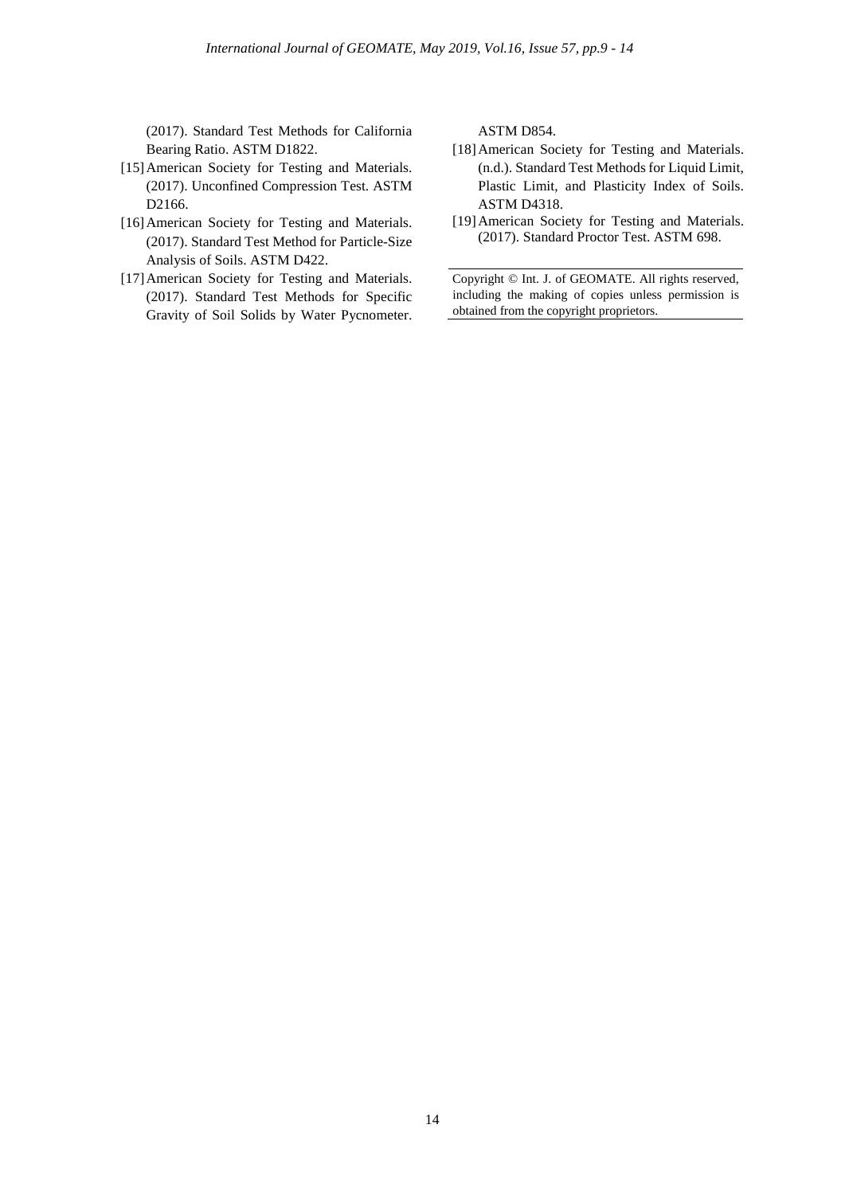(2017). Standard Test Methods for California Bearing Ratio. ASTM D1822.

[15] American Society for Testing and Materials. (2017). Unconfined Compression Test. ASTM D2166.

[16] American Society for Testing and Materials. (2017). Standard Test Method for Particle-Size Analysis of Soils. ASTM D422.

[17] American Society for Testing and Materials. (2017). Standard Test Methods for Specific Gravity of Soil Solids by Water Pycnometer. ASTM D854.

[18] American Society for Testing and Materials. (n.d.). Standard Test Methods for Liquid Limit, Plastic Limit, and Plasticity Index of Soils. ASTM D4318.

[19] American Society for Testing and Materials. (2017). Standard Proctor Test. ASTM 698.

---

Copyright © Int. J. of GEOMATE. All rights reserved, including the making of copies unless permission is obtained from the copyright proprietors.